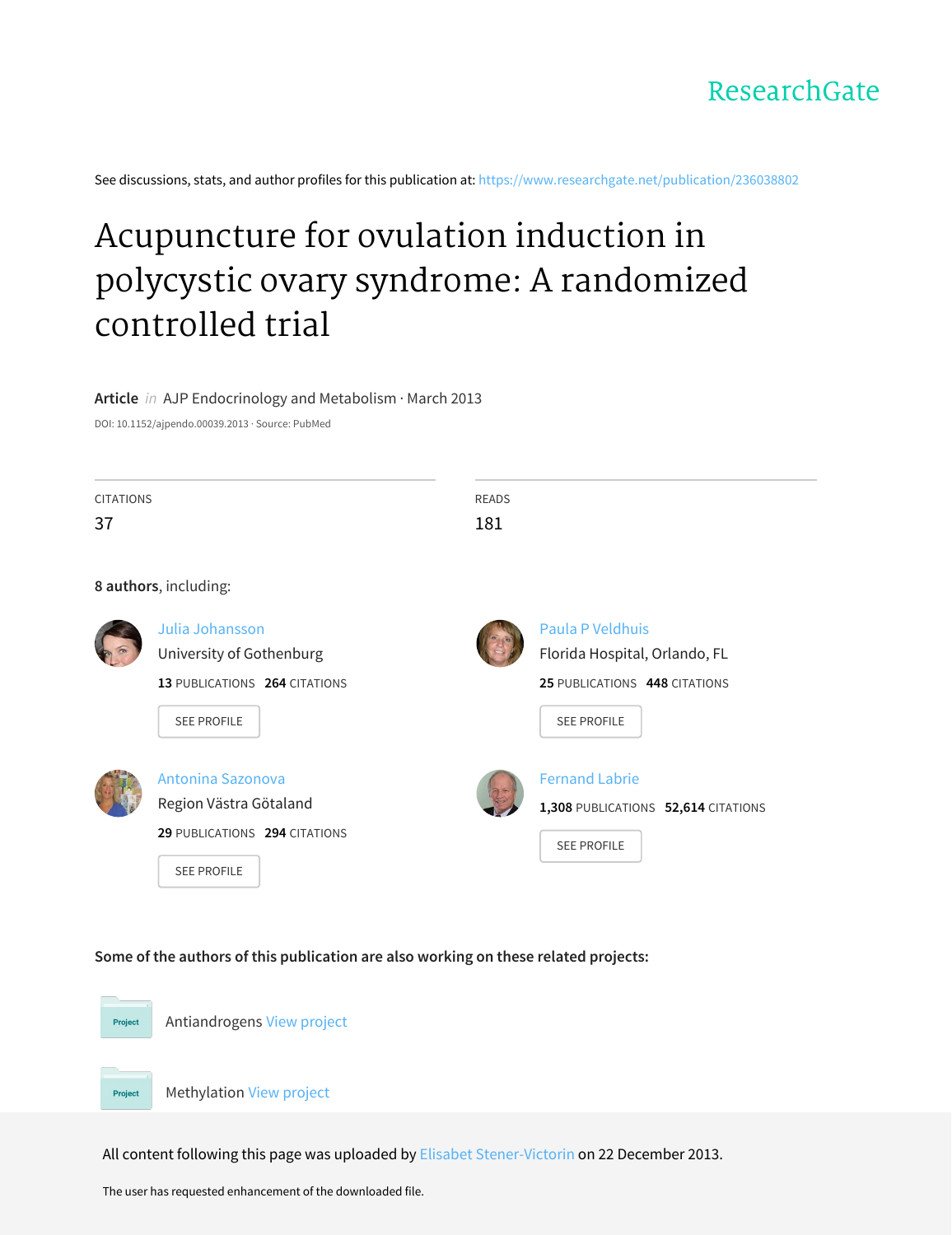ResearchGate

See discussions, stats, and author profiles for this publication at: https://www.researchgate.net/publication/236038802

# Acupuncture for ovulation induction in polycystic ovary syndrome: A randomized controlled trial

**Article** *in* AJP Endocrinology and Metabolism · March 2013

DOI: 10.1152/ajpendo.00039.2013 · Source: PubMed

| CITATIONS | READS |
|---|---|
| 37 | 181 |

**8 authors**, including:

**Julia Johansson**
University of Gothenburg
**13** PUBLICATIONS **264** CITATIONS
SEE PROFILE

**Paula P Veldhuis**
Florida Hospital, Orlando, FL
**25** PUBLICATIONS **448** CITATIONS
SEE PROFILE

**Antonina Sazonova**
Region Västra Götaland
**29** PUBLICATIONS **294** CITATIONS
SEE PROFILE

**Fernand Labrie**
**1,308** PUBLICATIONS **52,614** CITATIONS
SEE PROFILE

**Some of the authors of this publication are also working on these related projects:**

Antiandrogens View project

Methylation View project

All content following this page was uploaded by Elisabet Stener-Victorin on 22 December 2013.

The user has requested enhancement of the downloaded file.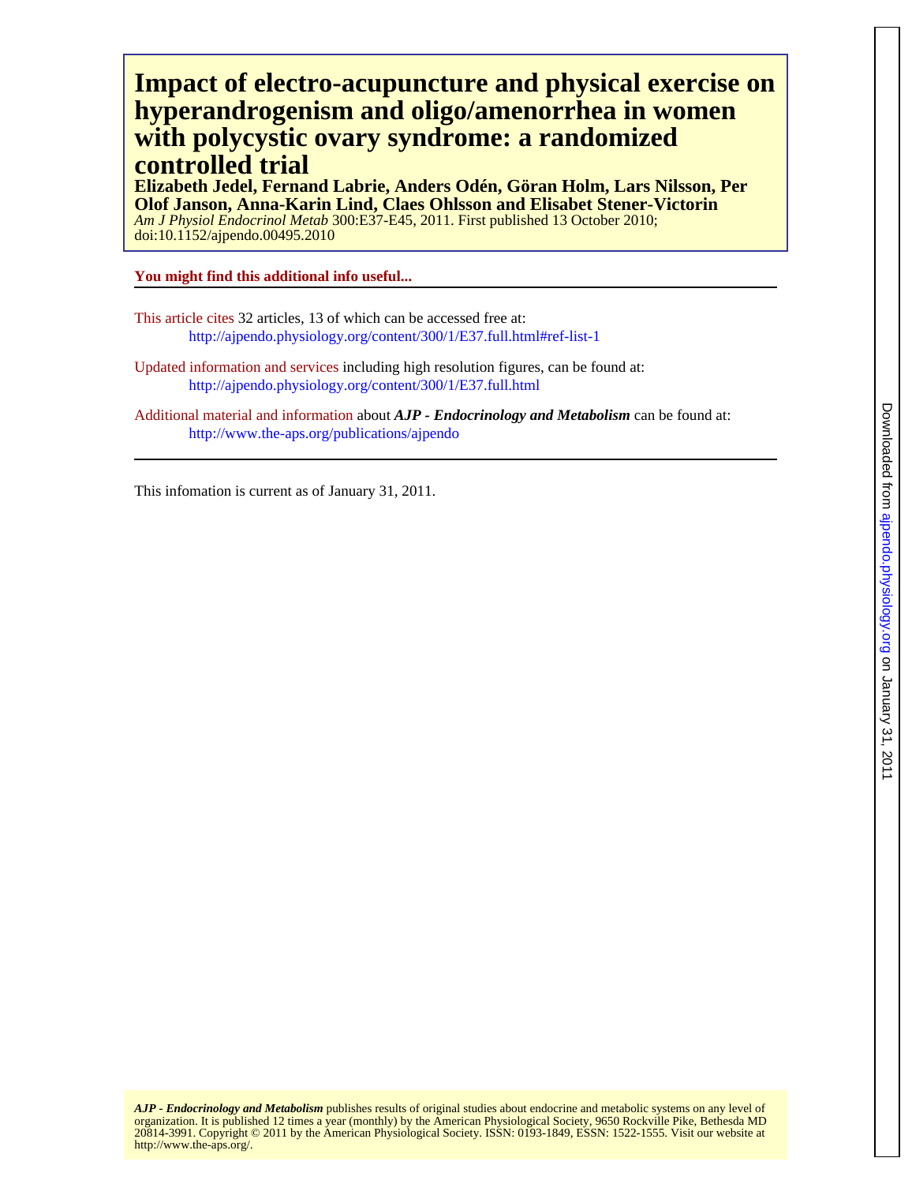# Impact of electro-acupuncture and physical exercise on hyperandrogenism and oligo/amenorrhea in women with polycystic ovary syndrome: a randomized controlled trial

**Elizabeth Jedel, Fernand Labrie, Anders Odén, Göran Holm, Lars Nilsson, Per Olof Janson, Anna-Karin Lind, Claes Ohlsson and Elisabet Stener-Victorin**

*Am J Physiol Endocrinol Metab* 300:E37-E45, 2011. First published 13 October 2010; doi:10.1152/ajpendo.00495.2010

**You might find this additional info useful...**

This article cites 32 articles, 13 of which can be accessed free at:
http://ajpendo.physiology.org/content/300/1/E37.full.html#ref-list-1

Updated information and services including high resolution figures, can be found at:
http://ajpendo.physiology.org/content/300/1/E37.full.html

Additional material and information about ***AJP - Endocrinology and Metabolism*** can be found at:
http://www.the-aps.org/publications/ajpendo

This infomation is current as of January 31, 2011.

***AJP - Endocrinology and Metabolism*** publishes results of original studies about endocrine and metabolic systems on any level of organization. It is published 12 times a year (monthly) by the American Physiological Society, 9650 Rockville Pike, Bethesda MD 20814-3991. Copyright © 2011 by the American Physiological Society. ISSN: 0193-1849, ESSN: 1522-1555. Visit our website at http://www.the-aps.org/.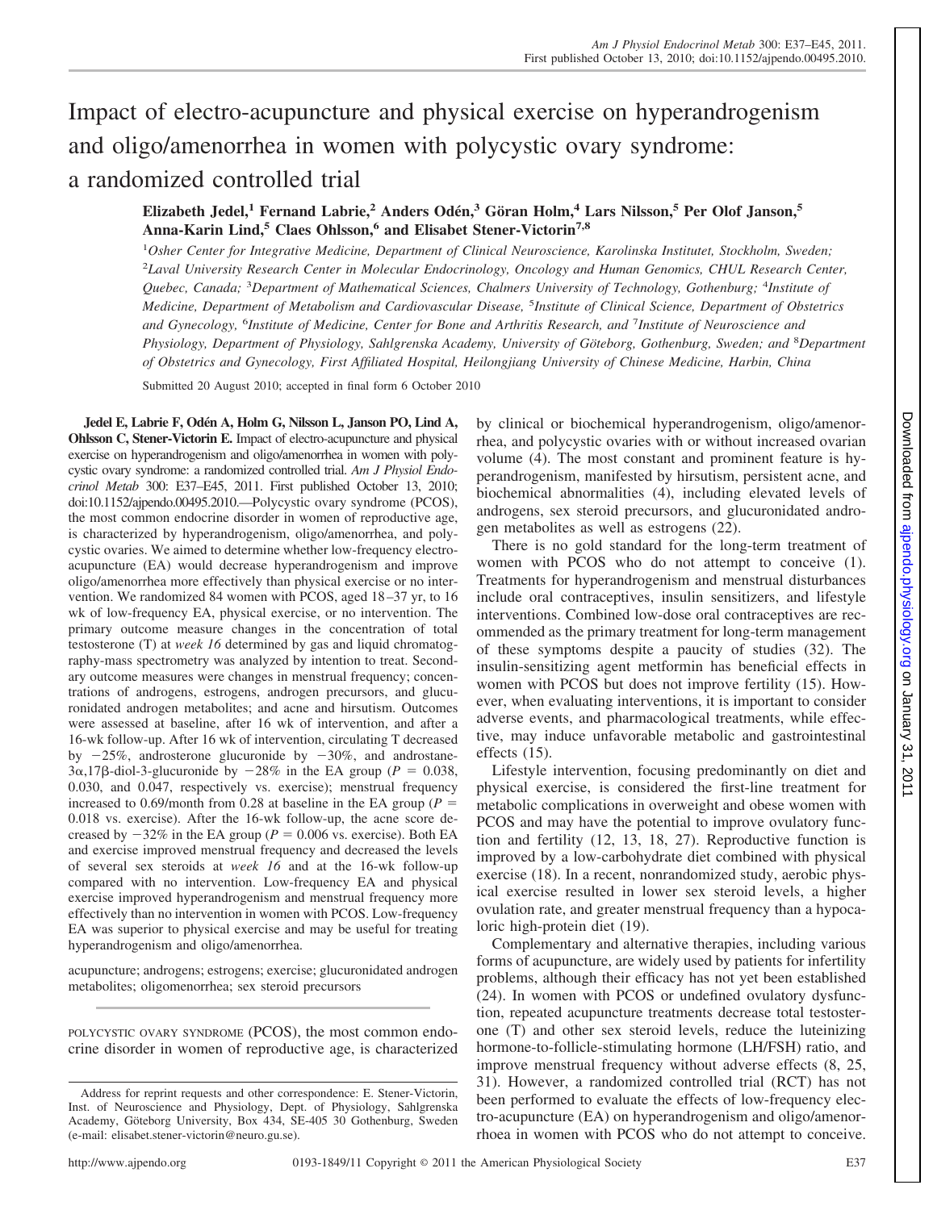# Impact of electro-acupuncture and physical exercise on hyperandrogenism and oligo/amenorrhea in women with polycystic ovary syndrome: a randomized controlled trial

**Elizabeth Jedel,[1] Fernand Labrie,[2] Anders Odén,[3] Göran Holm,[4] Lars Nilsson,[5] Per Olof Janson,[5] Anna-Karin Lind,[5] Claes Ohlsson,[6] and Elisabet Stener-Victorin[7,8]**

[1]Osher Center for Integrative Medicine, Department of Clinical Neuroscience, Karolinska Institutet, Stockholm, Sweden; [2]Laval University Research Center in Molecular Endocrinology, Oncology and Human Genomics, CHUL Research Center, Quebec, Canada; [3]Department of Mathematical Sciences, Chalmers University of Technology, Gothenburg; [4]Institute of Medicine, Department of Metabolism and Cardiovascular Disease, [5]Institute of Clinical Science, Department of Obstetrics and Gynecology, [6]Institute of Medicine, Center for Bone and Arthritis Research, and [7]Institute of Neuroscience and Physiology, Department of Physiology, Sahlgrenska Academy, University of Göteborg, Gothenburg, Sweden; and [8]Department of Obstetrics and Gynecology, First Affiliated Hospital, Heilongjiang University of Chinese Medicine, Harbin, China

Submitted 20 August 2010; accepted in final form 6 October 2010

**Jedel E, Labrie F, Odén A, Holm G, Nilsson L, Janson PO, Lind A, Ohlsson C, Stener-Victorin E.** Impact of electro-acupuncture and physical exercise on hyperandrogenism and oligo/amenorrhea in women with polycystic ovary syndrome: a randomized controlled trial. *Am J Physiol Endocrinol Metab* 300: E37–E45, 2011. First published October 13, 2010; doi:10.1152/ajpendo.00495.2010.—Polycystic ovary syndrome (PCOS), the most common endocrine disorder in women of reproductive age, is characterized by hyperandrogenism, oligo/amenorrhea, and polycystic ovaries. We aimed to determine whether low-frequency electro-acupuncture (EA) would decrease hyperandrogenism and improve oligo/amenorrhea more effectively than physical exercise or no intervention. We randomized 84 women with PCOS, aged 18–37 yr, to 16 wk of low-frequency EA, physical exercise, or no intervention. The primary outcome measure changes in the concentration of total testosterone (T) at *week 16* determined by gas and liquid chromatography-mass spectrometry was analyzed by intention to treat. Secondary outcome measures were changes in menstrual frequency; concentrations of androgens, estrogens, androgen precursors, and glucuronidated androgen metabolites; and acne and hirsutism. Outcomes were assessed at baseline, after 16 wk of intervention, and after a 16-wk follow-up. After 16 wk of intervention, circulating T decreased by −25%, androsterone glucuronide by −30%, and androstane-3α,17β-diol-3-glucuronide by −28% in the EA group ($P$ = 0.038, 0.030, and 0.047, respectively vs. exercise); menstrual frequency increased to 0.69/month from 0.28 at baseline in the EA group ($P$ = 0.018 vs. exercise). After the 16-wk follow-up, the acne score decreased by −32% in the EA group ($P$ = 0.006 vs. exercise). Both EA and exercise improved menstrual frequency and decreased the levels of several sex steroids at *week 16* and at the 16-wk follow-up compared with no intervention. Low-frequency EA and physical exercise improved hyperandrogenism and menstrual frequency more effectively than no intervention in women with PCOS. Low-frequency EA was superior to physical exercise and may be useful for treating hyperandrogenism and oligo/amenorrhea.

acupuncture; androgens; estrogens; exercise; glucuronidated androgen metabolites; oligomenorrhea; sex steroid precursors

POLYCYSTIC OVARY SYNDROME (PCOS), the most common endocrine disorder in women of reproductive age, is characterized by clinical or biochemical hyperandrogenism, oligo/amenorrhea, and polycystic ovaries with or without increased ovarian volume (4). The most constant and prominent feature is hyperandrogenism, manifested by hirsutism, persistent acne, and biochemical abnormalities (4), including elevated levels of androgens, sex steroid precursors, and glucuronidated androgen metabolites as well as estrogens (22).

There is no gold standard for the long-term treatment of women with PCOS who do not attempt to conceive (1). Treatments for hyperandrogenism and menstrual disturbances include oral contraceptives, insulin sensitizers, and lifestyle interventions. Combined low-dose oral contraceptives are recommended as the primary treatment for long-term management of these symptoms despite a paucity of studies (32). The insulin-sensitizing agent metformin has beneficial effects in women with PCOS but does not improve fertility (15). However, when evaluating interventions, it is important to consider adverse events, and pharmacological treatments, while effective, may induce unfavorable metabolic and gastrointestinal effects (15).

Lifestyle intervention, focusing predominantly on diet and physical exercise, is considered the first-line treatment for metabolic complications in overweight and obese women with PCOS and may have the potential to improve ovulatory function and fertility (12, 13, 18, 27). Reproductive function is improved by a low-carbohydrate diet combined with physical exercise (18). In a recent, nonrandomized study, aerobic physical exercise resulted in lower sex steroid levels, a higher ovulation rate, and greater menstrual frequency than a hypocaloric high-protein diet (19).

Complementary and alternative therapies, including various forms of acupuncture, are widely used by patients for infertility problems, although their efficacy has not yet been established (24). In women with PCOS or undefined ovulatory dysfunction, repeated acupuncture treatments decrease total testosterone (T) and other sex steroid levels, reduce the luteinizing hormone-to-follicle-stimulating hormone (LH/FSH) ratio, and improve menstrual frequency without adverse effects (8, 25, 31). However, a randomized controlled trial (RCT) has not been performed to evaluate the effects of low-frequency electro-acupuncture (EA) on hyperandrogenism and oligo/amenorrhoea in women with PCOS who do not attempt to conceive.

Address for reprint requests and other correspondence: E. Stener-Victorin, Inst. of Neuroscience and Physiology, Dept. of Physiology, Sahlgrenska Academy, Göteborg University, Box 434, SE-405 30 Gothenburg, Sweden (e-mail: elisabet.stener-victorin@neuro.gu.se).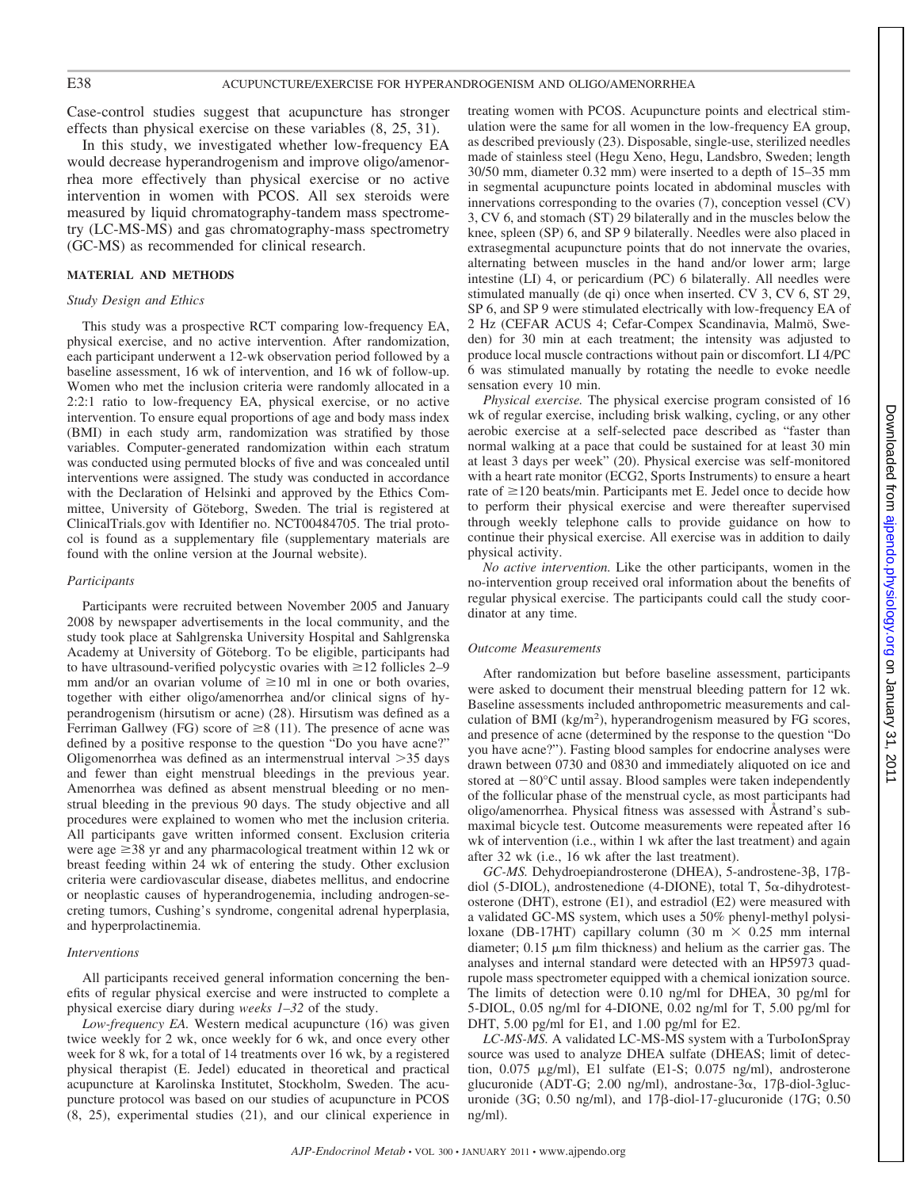Case-control studies suggest that acupuncture has stronger effects than physical exercise on these variables (8, 25, 31).

In this study, we investigated whether low-frequency EA would decrease hyperandrogenism and improve oligo/amenorrhea more effectively than physical exercise or no active intervention in women with PCOS. All sex steroids were measured by liquid chromatography-tandem mass spectrometry (LC-MS-MS) and gas chromatography-mass spectrometry (GC-MS) as recommended for clinical research.

## MATERIAL AND METHODS

### *Study Design and Ethics*

This study was a prospective RCT comparing low-frequency EA, physical exercise, and no active intervention. After randomization, each participant underwent a 12-wk observation period followed by a baseline assessment, 16 wk of intervention, and 16 wk of follow-up. Women who met the inclusion criteria were randomly allocated in a 2:2:1 ratio to low-frequency EA, physical exercise, or no active intervention. To ensure equal proportions of age and body mass index (BMI) in each study arm, randomization was stratified by those variables. Computer-generated randomization within each stratum was conducted using permuted blocks of five and was concealed until interventions were assigned. The study was conducted in accordance with the Declaration of Helsinki and approved by the Ethics Committee, University of Göteborg, Sweden. The trial is registered at ClinicalTrials.gov with Identifier no. NCT00484705. The trial protocol is found as a supplementary file (supplementary materials are found with the online version at the Journal website).

### *Participants*

Participants were recruited between November 2005 and January 2008 by newspaper advertisements in the local community, and the study took place at Sahlgrenska University Hospital and Sahlgrenska Academy at University of Göteborg. To be eligible, participants had to have ultrasound-verified polycystic ovaries with ≥12 follicles 2–9 mm and/or an ovarian volume of ≥10 ml in one or both ovaries, together with either oligo/amenorrhea and/or clinical signs of hyperandrogenism (hirsutism or acne) (28). Hirsutism was defined as a Ferriman Gallwey (FG) score of ≥8 (11). The presence of acne was defined by a positive response to the question "Do you have acne?" Oligomenorrhea was defined as an intermenstrual interval >35 days and fewer than eight menstrual bleedings in the previous year. Amenorrhea was defined as absent menstrual bleeding or no menstrual bleeding in the previous 90 days. The study objective and all procedures were explained to women who met the inclusion criteria. All participants gave written informed consent. Exclusion criteria were age ≥38 yr and any pharmacological treatment within 12 wk or breast feeding within 24 wk of entering the study. Other exclusion criteria were cardiovascular disease, diabetes mellitus, and endocrine or neoplastic causes of hyperandrogenemia, including androgen-secreting tumors, Cushing's syndrome, congenital adrenal hyperplasia, and hyperprolactinemia.

### *Interventions*

All participants received general information concerning the benefits of regular physical exercise and were instructed to complete a physical exercise diary during *weeks 1–32* of the study.

*Low-frequency EA.* Western medical acupuncture (16) was given twice weekly for 2 wk, once weekly for 6 wk, and once every other week for 8 wk, for a total of 14 treatments over 16 wk, by a registered physical therapist (E. Jedel) educated in theoretical and practical acupuncture at Karolinska Institutet, Stockholm, Sweden. The acupuncture protocol was based on our studies of acupuncture in PCOS (8, 25), experimental studies (21), and our clinical experience in treating women with PCOS. Acupuncture points and electrical stimulation were the same for all women in the low-frequency EA group, as described previously (23). Disposable, single-use, sterilized needles made of stainless steel (Hegu Xeno, Hegu, Landsbro, Sweden; length 30/50 mm, diameter 0.32 mm) were inserted to a depth of 15–35 mm in segmental acupuncture points located in abdominal muscles with innervations corresponding to the ovaries (7), conception vessel (CV) 3, CV 6, and stomach (ST) 29 bilaterally and in the muscles below the knee, spleen (SP) 6, and SP 9 bilaterally. Needles were also placed in extrasegmental acupuncture points that do not innervate the ovaries, alternating between muscles in the hand and/or lower arm; large intestine (LI) 4, or pericardium (PC) 6 bilaterally. All needles were stimulated manually (de qi) once when inserted. CV 3, CV 6, ST 29, SP 6, and SP 9 were stimulated electrically with low-frequency EA of 2 Hz (CEFAR ACUS 4; Cefar-Compex Scandinavia, Malmö, Sweden) for 30 min at each treatment; the intensity was adjusted to produce local muscle contractions without pain or discomfort. LI 4/PC 6 was stimulated manually by rotating the needle to evoke needle sensation every 10 min.

*Physical exercise.* The physical exercise program consisted of 16 wk of regular exercise, including brisk walking, cycling, or any other aerobic exercise at a self-selected pace described as "faster than normal walking at a pace that could be sustained for at least 30 min at least 3 days per week" (20). Physical exercise was self-monitored with a heart rate monitor (ECG2, Sports Instruments) to ensure a heart rate of ≥120 beats/min. Participants met E. Jedel once to decide how to perform their physical exercise and were thereafter supervised through weekly telephone calls to provide guidance on how to continue their physical exercise. All exercise was in addition to daily physical activity.

*No active intervention.* Like the other participants, women in the no-intervention group received oral information about the benefits of regular physical exercise. The participants could call the study coordinator at any time.

### *Outcome Measurements*

After randomization but before baseline assessment, participants were asked to document their menstrual bleeding pattern for 12 wk. Baseline assessments included anthropometric measurements and calculation of BMI (kg/m$^2$), hyperandrogenism measured by FG scores, and presence of acne (determined by the response to the question "Do you have acne?"). Fasting blood samples for endocrine analyses were drawn between 0730 and 0830 and immediately aliquoted on ice and stored at −80°C until assay. Blood samples were taken independently of the follicular phase of the menstrual cycle, as most participants had oligo/amenorrhea. Physical fitness was assessed with Åstrand's submaximal bicycle test. Outcome measurements were repeated after 16 wk of intervention (i.e., within 1 wk after the last treatment) and again after 32 wk (i.e., 16 wk after the last treatment).

*GC-MS.* Dehydroepiandrosterone (DHEA), 5-androstene-3β, 17β-diol (5-DIOL), androstenedione (4-DIONE), total T, 5α-dihydrotestosterone (DHT), estrone (E1), and estradiol (E2) were measured with a validated GC-MS system, which uses a 50% phenyl-methyl polysiloxane (DB-17HT) capillary column (30 m × 0.25 mm internal diameter; 0.15 μm film thickness) and helium as the carrier gas. The analyses and internal standard were detected with an HP5973 quadrupole mass spectrometer equipped with a chemical ionization source. The limits of detection were 0.10 ng/ml for DHEA, 30 pg/ml for 5-DIOL, 0.05 ng/ml for 4-DIONE, 0.02 ng/ml for T, 5.00 pg/ml for DHT, 5.00 pg/ml for E1, and 1.00 pg/ml for E2.

*LC-MS-MS.* A validated LC-MS-MS system with a TurboIonSpray source was used to analyze DHEA sulfate (DHEAS; limit of detection, 0.075 μg/ml), E1 sulfate (E1-S; 0.075 ng/ml), androsterone glucuronide (ADT-G; 2.00 ng/ml), androstane-3α, 17β-diol-3glucuronide (3G; 0.50 ng/ml), and 17β-diol-17-glucuronide (17G; 0.50 ng/ml).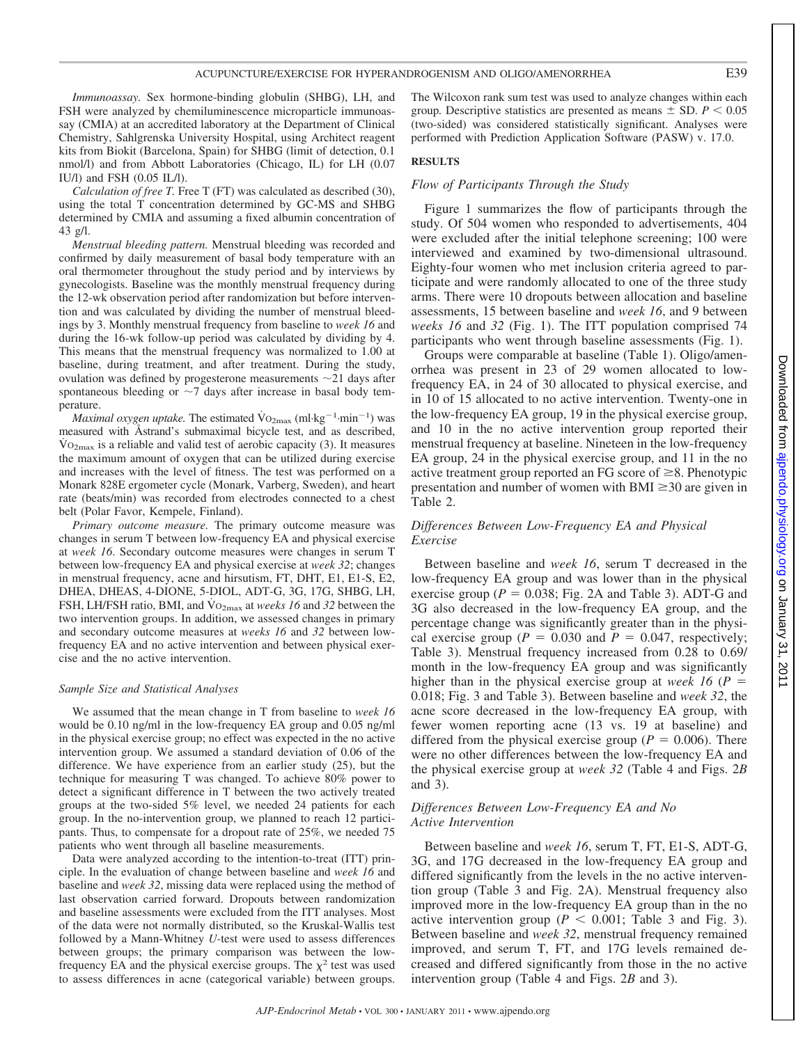*Immunoassay.* Sex hormone-binding globulin (SHBG), LH, and FSH were analyzed by chemiluminescence microparticle immunoassay (CMIA) at an accredited laboratory at the Department of Clinical Chemistry, Sahlgrenska University Hospital, using Architect reagent kits from Biokit (Barcelona, Spain) for SHBG (limit of detection, 0.1 nmol/l) and from Abbott Laboratories (Chicago, IL) for LH (0.07 IU/l) and FSH (0.05 IL/l).

*Calculation of free T.* Free T (FT) was calculated as described (30), using the total T concentration determined by GC-MS and SHBG determined by CMIA and assuming a fixed albumin concentration of 43 g/l.

*Menstrual bleeding pattern.* Menstrual bleeding was recorded and confirmed by daily measurement of basal body temperature with an oral thermometer throughout the study period and by interviews by gynecologists. Baseline was the monthly menstrual frequency during the 12-wk observation period after randomization but before intervention and was calculated by dividing the number of menstrual bleedings by 3. Monthly menstrual frequency from baseline to *week 16* and during the 16-wk follow-up period was calculated by dividing by 4. This means that the menstrual frequency was normalized to 1.00 at baseline, during treatment, and after treatment. During the study, ovulation was defined by progesterone measurements ~21 days after spontaneous bleeding or ~7 days after increase in basal body temperature.

*Maximal oxygen uptake.* The estimated $\dot{V}O_{2max}$ (ml·kg$^{-1}$·min$^{-1}$) was measured with Åstrand's submaximal bicycle test, and as described, $\dot{V}O_{2max}$ is a reliable and valid test of aerobic capacity (3). It measures the maximum amount of oxygen that can be utilized during exercise and increases with the level of fitness. The test was performed on a Monark 828E ergometer cycle (Monark, Varberg, Sweden), and heart rate (beats/min) was recorded from electrodes connected to a chest belt (Polar Favor, Kempele, Finland).

*Primary outcome measure.* The primary outcome measure was changes in serum T between low-frequency EA and physical exercise at *week 16*. Secondary outcome measures were changes in serum T between low-frequency EA and physical exercise at *week 32*; changes in menstrual frequency, acne and hirsutism, FT, DHT, E1, E1-S, E2, DHEA, DHEAS, 4-DIONE, 5-DIOL, ADT-G, 3G, 17G, SHBG, LH, FSH, LH/FSH ratio, BMI, and $\dot{V}O_{2max}$ at *weeks 16* and *32* between the two intervention groups. In addition, we assessed changes in primary and secondary outcome measures at *weeks 16* and *32* between low-frequency EA and no active intervention and between physical exercise and the no active intervention.

### Sample Size and Statistical Analyses

We assumed that the mean change in T from baseline to *week 16* would be 0.10 ng/ml in the low-frequency EA group and 0.05 ng/ml in the physical exercise group; no effect was expected in the no active intervention group. We assumed a standard deviation of 0.06 of the difference. We have experience from an earlier study (25), but the technique for measuring T was changed. To achieve 80% power to detect a significant difference in T between the two actively treated groups at the two-sided 5% level, we needed 24 patients for each group. In the no-intervention group, we planned to reach 12 participants. Thus, to compensate for a dropout rate of 25%, we needed 75 patients who went through all baseline measurements.

Data were analyzed according to the intention-to-treat (ITT) principle. In the evaluation of change between baseline and *week 16* and baseline and *week 32*, missing data were replaced using the method of last observation carried forward. Dropouts between randomization and baseline assessments were excluded from the ITT analyses. Most of the data were not normally distributed, so the Kruskal-Wallis test followed by a Mann-Whitney *U*-test were used to assess differences between groups; the primary comparison was between the low-frequency EA and the physical exercise groups. The $\chi^2$ test was used to assess differences in acne (categorical variable) between groups. The Wilcoxon rank sum test was used to analyze changes within each group. Descriptive statistics are presented as means ± SD. $P < 0.05$ (two-sided) was considered statistically significant. Analyses were performed with Prediction Application Software (PASW) v. 17.0.

## RESULTS

### Flow of Participants Through the Study

Figure 1 summarizes the flow of participants through the study. Of 504 women who responded to advertisements, 404 were excluded after the initial telephone screening; 100 were interviewed and examined by two-dimensional ultrasound. Eighty-four women who met inclusion criteria agreed to participate and were randomly allocated to one of the three study arms. There were 10 dropouts between allocation and baseline assessments, 15 between baseline and *week 16*, and 9 between *weeks 16* and *32* (Fig. 1). The ITT population comprised 74 participants who went through baseline assessments (Fig. 1).

Groups were comparable at baseline (Table 1). Oligo/amenorrhea was present in 23 of 29 women allocated to low-frequency EA, in 24 of 30 allocated to physical exercise, and in 10 of 15 allocated to no active intervention. Twenty-one in the low-frequency EA group, 19 in the physical exercise group, and 10 in the no active intervention group reported their menstrual frequency at baseline. Nineteen in the low-frequency EA group, 24 in the physical exercise group, and 11 in the no active treatment group reported an FG score of ≥8. Phenotypic presentation and number of women with BMI ≥30 are given in Table 2.

### Differences Between Low-Frequency EA and Physical Exercise

Between baseline and *week 16*, serum T decreased in the low-frequency EA group and was lower than in the physical exercise group ($P = 0.038$; Fig. 2A and Table 3). ADT-G and 3G also decreased in the low-frequency EA group, and the percentage change was significantly greater than in the physical exercise group ($P = 0.030$ and $P = 0.047$, respectively; Table 3). Menstrual frequency increased from 0.28 to 0.69/month in the low-frequency EA group and was significantly higher than in the physical exercise group at *week 16* ($P = 0.018$; Fig. 3 and Table 3). Between baseline and *week 32*, the acne score decreased in the low-frequency EA group, with fewer women reporting acne (13 vs. 19 at baseline) and differed from the physical exercise group ($P = 0.006$). There were no other differences between the low-frequency EA and the physical exercise group at *week 32* (Table 4 and Figs. 2*B* and 3).

### Differences Between Low-Frequency EA and No Active Intervention

Between baseline and *week 16*, serum T, FT, E1-S, ADT-G, 3G, and 17G decreased in the low-frequency EA group and differed significantly from the levels in the no active intervention group (Table 3 and Fig. 2A). Menstrual frequency also improved more in the low-frequency EA group than in the no active intervention group ($P < 0.001$; Table 3 and Fig. 3). Between baseline and *week 32*, menstrual frequency remained improved, and serum T, FT, and 17G levels remained decreased and differed significantly from those in the no active intervention group (Table 4 and Figs. 2*B* and 3).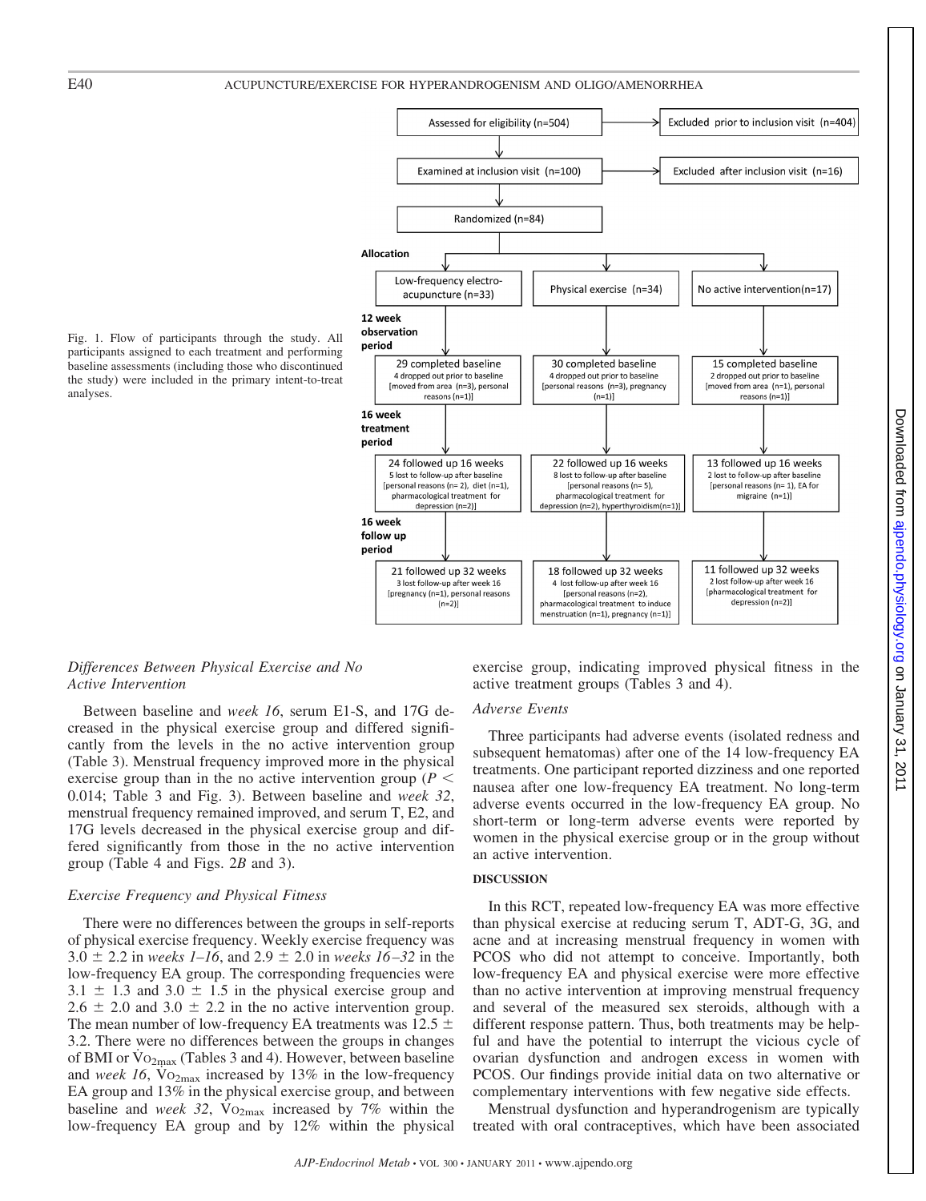Fig. 1. Flow of participants through the study. All participants assigned to each treatment and performing baseline assessments (including those who discontinued the study) were included in the primary intent-to-treat analyses.

Assessed for eligibility (n=504) → Excluded prior to inclusion visit (n=404)

Examined at inclusion visit (n=100) → Excluded after inclusion visit (n=16)

Randomized (n=84)

**Allocation**

| | Low-frequency electro-acupuncture (n=33) | Physical exercise (n=34) | No active intervention(n=17) |
|---|---|---|---|
| **12 week observation period** | 29 completed baseline<br>4 dropped out prior to baseline [moved from area (n=3), personal reasons (n=1)] | 30 completed baseline<br>4 dropped out prior to baseline [personal reasons (n=3), pregnancy (n=1)] | 15 completed baseline<br>2 dropped out prior to baseline [moved from area (n=1), personal reasons (n=1)] |
| **16 week treatment period** | 24 followed up 16 weeks<br>5 lost to follow-up after baseline [personal reasons (n= 2), diet (n=1), pharmacological treatment for depression (n=2)] | 22 followed up 16 weeks<br>8 lost to follow-up after baseline [personal reasons (n= 5), pharmacological treatment for depression (n=2), hyperthyroidism(n=1)] | 13 followed up 16 weeks<br>2 lost to follow-up after baseline [personal reasons (n= 1), EA for migraine (n=1)] |
| **16 week follow up period** | 21 followed up 32 weeks<br>3 lost follow-up after week 16 [pregnancy (n=1), personal reasons (n=2)] | 18 followed up 32 weeks<br>4 lost follow-up after week 16 [personal reasons (n=2), pharmacological treatment to induce menstruation (n=1), pregnancy (n=1)] | 11 followed up 32 weeks<br>2 lost follow-up after week 16 [pharmacological treatment for depression (n=2)] |

### *Differences Between Physical Exercise and No Active Intervention*

Between baseline and *week 16*, serum E1-S, and 17G decreased in the physical exercise group and differed significantly from the levels in the no active intervention group (Table 3). Menstrual frequency improved more in the physical exercise group than in the no active intervention group ($P < 0.014$; Table 3 and Fig. 3). Between baseline and *week 32*, menstrual frequency remained improved, and serum T, E2, and 17G levels decreased in the physical exercise group and differed significantly from those in the no active intervention group (Table 4 and Figs. 2*B* and 3).

### *Exercise Frequency and Physical Fitness*

There were no differences between the groups in self-reports of physical exercise frequency. Weekly exercise frequency was $3.0 \pm 2.2$ in *weeks 1–16*, and $2.9 \pm 2.0$ in *weeks 16–32* in the low-frequency EA group. The corresponding frequencies were $3.1 \pm 1.3$ and $3.0 \pm 1.5$ in the physical exercise group and $2.6 \pm 2.0$ and $3.0 \pm 2.2$ in the no active intervention group. The mean number of low-frequency EA treatments was $12.5 \pm 3.2$. There were no differences between the groups in changes of BMI or $\dot{V}O_{2max}$ (Tables 3 and 4). However, between baseline and *week 16*, $\dot{V}O_{2max}$ increased by 13% in the low-frequency EA group and 13% in the physical exercise group, and between baseline and *week 32*, $\dot{V}O_{2max}$ increased by 7% within the low-frequency EA group and by 12% within the physical exercise group, indicating improved physical fitness in the active treatment groups (Tables 3 and 4).

### *Adverse Events*

Three participants had adverse events (isolated redness and subsequent hematomas) after one of the 14 low-frequency EA treatments. One participant reported dizziness and one reported nausea after one low-frequency EA treatment. No long-term adverse events occurred in the low-frequency EA group. No short-term or long-term adverse events were reported by women in the physical exercise group or in the group without an active intervention.

## DISCUSSION

In this RCT, repeated low-frequency EA was more effective than physical exercise at reducing serum T, ADT-G, 3G, and acne and at increasing menstrual frequency in women with PCOS who did not attempt to conceive. Importantly, both low-frequency EA and physical exercise were more effective than no active intervention at improving menstrual frequency and several of the measured sex steroids, although with a different response pattern. Thus, both treatments may be helpful and have the potential to interrupt the vicious cycle of ovarian dysfunction and androgen excess in women with PCOS. Our findings provide initial data on two alternative or complementary interventions with few negative side effects.

Menstrual dysfunction and hyperandrogenism are typically treated with oral contraceptives, which have been associated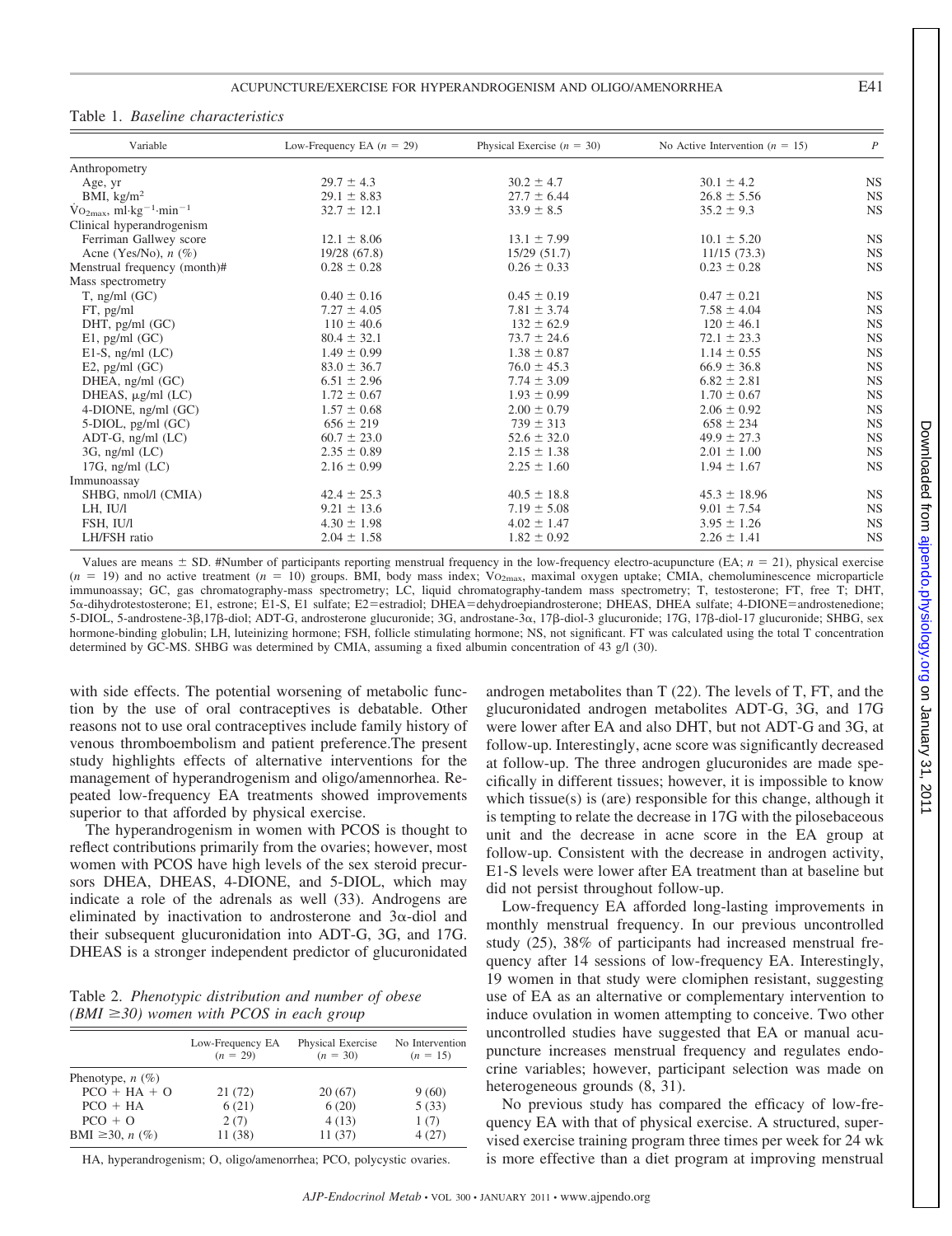Table 1. *Baseline characteristics*

| Variable | Low-Frequency EA ($n$ = 29) | Physical Exercise ($n$ = 30) | No Active Intervention ($n$ = 15) | $P$ |
|---|---|---|---|---|
| Anthropometry | | | | |
| Age, yr | 29.7 ± 4.3 | 30.2 ± 4.7 | 30.1 ± 4.2 | NS |
| BMI, kg/m$^2$ | 29.1 ± 8.83 | 27.7 ± 6.44 | 26.8 ± 5.56 | NS |
| $\dot{V}O_{2max}$, ml·kg$^{-1}$·min$^{-1}$ | 32.7 ± 12.1 | 33.9 ± 8.5 | 35.2 ± 9.3 | NS |
| Clinical hyperandrogenism | | | | |
| Ferriman Gallwey score | 12.1 ± 8.06 | 13.1 ± 7.99 | 10.1 ± 5.20 | NS |
| Acne (Yes/No), $n$ (%) | 19/28 (67.8) | 15/29 (51.7) | 11/15 (73.3) | NS |
| Menstrual frequency (month)# | 0.28 ± 0.28 | 0.26 ± 0.33 | 0.23 ± 0.28 | NS |
| Mass spectrometry | | | | |
| T, ng/ml (GC) | 0.40 ± 0.16 | 0.45 ± 0.19 | 0.47 ± 0.21 | NS |
| FT, pg/ml | 7.27 ± 4.05 | 7.81 ± 3.74 | 7.58 ± 4.04 | NS |
| DHT, pg/ml (GC) | 110 ± 40.6 | 132 ± 62.9 | 120 ± 46.1 | NS |
| E1, pg/ml (GC) | 80.4 ± 32.1 | 73.7 ± 24.6 | 72.1 ± 23.3 | NS |
| E1-S, ng/ml (LC) | 1.49 ± 0.99 | 1.38 ± 0.87 | 1.14 ± 0.55 | NS |
| E2, pg/ml (GC) | 83.0 ± 36.7 | 76.0 ± 45.3 | 66.9 ± 36.8 | NS |
| DHEA, ng/ml (GC) | 6.51 ± 2.96 | 7.74 ± 3.09 | 6.82 ± 2.81 | NS |
| DHEAS, μg/ml (LC) | 1.72 ± 0.67 | 1.93 ± 0.99 | 1.70 ± 0.67 | NS |
| 4-DIONE, ng/ml (GC) | 1.57 ± 0.68 | 2.00 ± 0.79 | 2.06 ± 0.92 | NS |
| 5-DIOL, pg/ml (GC) | 656 ± 219 | 739 ± 313 | 658 ± 234 | NS |
| ADT-G, ng/ml (LC) | 60.7 ± 23.0 | 52.6 ± 32.0 | 49.9 ± 27.3 | NS |
| 3G, ng/ml (LC) | 2.35 ± 0.89 | 2.15 ± 1.38 | 2.01 ± 1.00 | NS |
| 17G, ng/ml (LC) | 2.16 ± 0.99 | 2.25 ± 1.60 | 1.94 ± 1.67 | NS |
| Immunoassay | | | | |
| SHBG, nmol/l (CMIA) | 42.4 ± 25.3 | 40.5 ± 18.8 | 45.3 ± 18.96 | NS |
| LH, IU/l | 9.21 ± 13.6 | 7.19 ± 5.08 | 9.01 ± 7.54 | NS |
| FSH, IU/l | 4.30 ± 1.98 | 4.02 ± 1.47 | 3.95 ± 1.26 | NS |
| LH/FSH ratio | 2.04 ± 1.58 | 1.82 ± 0.92 | 2.26 ± 1.41 | NS |

Values are means ± SD. #Number of participants reporting menstrual frequency in the low-frequency electro-acupuncture (EA; $n$ = 21), physical exercise ($n$ = 19) and no active treatment ($n$ = 10) groups. BMI, body mass index; $\dot{V}O_{2max}$, maximal oxygen uptake; CMIA, chemoluminescence microparticle immunoassay; GC, gas chromatography-mass spectrometry; LC, liquid chromatography-tandem mass spectrometry; T, testosterone; FT, free T; DHT, 5α-dihydrotestosterone; E1, estrone; E1-S, E1 sulfate; E2=estradiol; DHEA=dehydroepiandrosterone; DHEAS, DHEA sulfate; 4-DIONE=androstenedione; 5-DIOL, 5-androstene-3β,17β-diol; ADT-G, androsterone glucuronide; 3G, androstane-3α, 17β-diol-3 glucuronide; 17G, 17β-diol-17 glucuronide; SHBG, sex hormone-binding globulin; LH, luteinizing hormone; FSH, follicle stimulating hormone; NS, not significant. FT was calculated using the total T concentration determined by GC-MS. SHBG was determined by CMIA, assuming a fixed albumin concentration of 43 g/l (30).

with side effects. The potential worsening of metabolic function by the use of oral contraceptives is debatable. Other reasons not to use oral contraceptives include family history of venous thromboembolism and patient preference.The present study highlights effects of alternative interventions for the management of hyperandrogenism and oligo/amennorhea. Repeated low-frequency EA treatments showed improvements superior to that afforded by physical exercise.

The hyperandrogenism in women with PCOS is thought to reflect contributions primarily from the ovaries; however, most women with PCOS have high levels of the sex steroid precursors DHEA, DHEAS, 4-DIONE, and 5-DIOL, which may indicate a role of the adrenals as well (33). Androgens are eliminated by inactivation to androsterone and 3α-diol and their subsequent glucuronidation into ADT-G, 3G, and 17G. DHEAS is a stronger independent predictor of glucuronidated androgen metabolites than T (22). The levels of T, FT, and the glucuronidated androgen metabolites ADT-G, 3G, and 17G were lower after EA and also DHT, but not ADT-G and 3G, at follow-up. Interestingly, acne score was significantly decreased at follow-up. The three androgen glucuronides are made specifically in different tissues; however, it is impossible to know which tissue(s) is (are) responsible for this change, although it is tempting to relate the decrease in 17G with the pilosebaceous unit and the decrease in acne score in the EA group at follow-up. Consistent with the decrease in androgen activity, E1-S levels were lower after EA treatment than at baseline but did not persist throughout follow-up.

Table 2. *Phenotypic distribution and number of obese (BMI ≥30) women with PCOS in each group*

| | Low-Frequency EA ($n$ = 29) | Physical Exercise ($n$ = 30) | No Intervention ($n$ = 15) |
|---|---|---|---|
| Phenotype, $n$ (%) | | | |
| PCO + HA + O | 21 (72) | 20 (67) | 9 (60) |
| PCO + HA | 6 (21) | 6 (20) | 5 (33) |
| PCO + O | 2 (7) | 4 (13) | 1 (7) |
| BMI ≥30, $n$ (%) | 11 (38) | 11 (37) | 4 (27) |

HA, hyperandrogenism; O, oligo/amenorrhea; PCO, polycystic ovaries.

Low-frequency EA afforded long-lasting improvements in monthly menstrual frequency. In our previous uncontrolled study (25), 38% of participants had increased menstrual frequency after 14 sessions of low-frequency EA. Interestingly, 19 women in that study were clomiphen resistant, suggesting use of EA as an alternative or complementary intervention to induce ovulation in women attempting to conceive. Two other uncontrolled studies have suggested that EA or manual acupuncture increases menstrual frequency and regulates endocrine variables; however, participant selection was made on heterogeneous grounds (8, 31).

No previous study has compared the efficacy of low-frequency EA with that of physical exercise. A structured, supervised exercise training program three times per week for 24 wk is more effective than a diet program at improving menstrual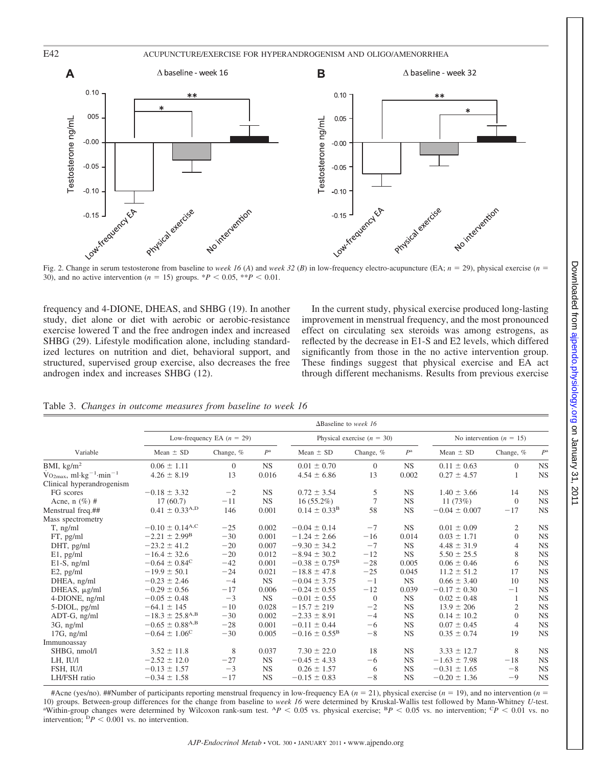Fig. 2. Change in serum testosterone from baseline to *week 16* (*A*) and *week 32* (*B*) in low-frequency electro-acupuncture (EA; $n = 29$), physical exercise ($n = 30$), and no active intervention ($n = 15$) groups. \*$P < 0.05$, \*\*$P < 0.01$.

frequency and 4-DIONE, DHEAS, and SHBG (19). In another study, diet alone or diet with aerobic or aerobic-resistance exercise lowered T and the free androgen index and increased SHBG (29). Lifestyle modification alone, including standardized lectures on nutrition and diet, behavioral support, and structured, supervised group exercise, also decreases the free androgen index and increases SHBG (12).

In the current study, physical exercise produced long-lasting improvement in menstrual frequency, and the most pronounced effect on circulating sex steroids was among estrogens, as reflected by the decrease in E1-S and E2 levels, which differed significantly from those in the no active intervention group. These findings suggest that physical exercise and EA act through different mechanisms. Results from previous exercise

Table 3. *Changes in outcome measures from baseline to week 16*

| | ΔBaseline to *week 16* | | | | | | | | |
|---|---|---|---|---|---|---|---|---|---|
| | Low-frequency EA ($n = 29$) | | | Physical exercise ($n = 30$) | | | No intervention ($n = 15$) | | |
| Variable | Mean ± SD | Change, % | $P^a$ | Mean ± SD | Change, % | $P^a$ | Mean ± SD | Change, % | $P^a$ |
| BMI, kg/m$^2$ | 0.06 ± 1.11 | 0 | NS | 0.01 ± 0.70 | 0 | NS | 0.11 ± 0.63 | 0 | NS |
| $\dot{V}O_{2max}$, ml·kg$^{-1}$·min$^{-1}$ | 4.26 ± 8.19 | 13 | 0.016 | 4.54 ± 6.86 | 13 | 0.002 | 0.27 ± 4.57 | 1 | NS |
| Clinical hyperandrogenism | | | | | | | | | |
| FG scores | −0.18 ± 3.32 | −2 | NS | 0.72 ± 3.54 | 5 | NS | 1.40 ± 3.66 | 14 | NS |
| Acne, n (%) # | 17 (60.7) | −11 | NS | 16 (55.2%) | 7 | NS | 11 (73%) | 0 | NS |
| Menstrual freq.## | 0.41 ± 0.33$^{A,D}$ | 146 | 0.001 | 0.14 ± 0.33$^{B}$ | 58 | NS | −0.04 ± 0.007 | −17 | NS |
| Mass spectrometry | | | | | | | | | |
| T, ng/ml | −0.10 ± 0.14$^{A,C}$ | −25 | 0.002 | −0.04 ± 0.14 | −7 | NS | 0.01 ± 0.09 | 2 | NS |
| FT, pg/ml | −2.21 ± 2.99$^{B}$ | −30 | 0.001 | −1.24 ± 2.66 | −16 | 0.014 | 0.03 ± 1.71 | 0 | NS |
| DHT, pg/ml | −23.2 ± 41.2 | −20 | 0.007 | −9.30 ± 34.2 | −7 | NS | 4.48 ± 31.9 | 4 | NS |
| E1, pg/ml | −16.4 ± 32.6 | −20 | 0.012 | −8.94 ± 30.2 | −12 | NS | 5.50 ± 25.5 | 8 | NS |
| E1-S, ng/ml | −0.64 ± 0.84$^{C}$ | −42 | 0.001 | −0.38 ± 0.75$^{B}$ | −28 | 0.005 | 0.06 ± 0.46 | 6 | NS |
| E2, pg/ml | −19.9 ± 50.1 | −24 | 0.021 | −18.8 ± 47.8 | −25 | 0.045 | 11.2 ± 51.2 | 17 | NS |
| DHEA, ng/ml | −0.23 ± 2.46 | −4 | NS | −0.04 ± 3.75 | −1 | NS | 0.66 ± 3.40 | 10 | NS |
| DHEAS, μg/ml | −0.29 ± 0.56 | −17 | 0.006 | −0.24 ± 0.55 | −12 | 0.039 | −0.17 ± 0.30 | −1 | NS |
| 4-DIONE, ng/ml | −0.05 ± 0.48 | −3 | NS | −0.01 ± 0.55 | 0 | NS | 0.02 ± 0.48 | 1 | NS |
| 5-DIOL, pg/ml | −64.1 ± 145 | −10 | 0.028 | −15.7 ± 219 | −2 | NS | 13.9 ± 206 | 2 | NS |
| ADT-G, ng/ml | −18.3 ± 25.8$^{A,B}$ | −30 | 0.002 | −2.33 ± 8.91 | −4 | NS | 0.14 ± 10.2 | 0 | NS |
| 3G, ng/ml | −0.65 ± 0.88$^{A,B}$ | −28 | 0.001 | −0.11 ± 0.44 | −6 | NS | 0.07 ± 0.45 | 4 | NS |
| 17G, ng/ml | −0.64 ± 1.06$^{C}$ | −30 | 0.005 | −0.16 ± 0.55$^{B}$ | −8 | NS | 0.35 ± 0.74 | 19 | NS |
| Immunoassay | | | | | | | | | |
| SHBG, nmol/l | 3.52 ± 11.8 | 8 | 0.037 | 7.30 ± 22.0 | 18 | NS | 3.33 ± 12.7 | 8 | NS |
| LH, IU/l | −2.52 ± 12.0 | −27 | NS | −0.45 ± 4.33 | −6 | NS | −1.63 ± 7.98 | −18 | NS |
| FSH, IU/l | −0.13 ± 1.57 | −3 | NS | 0.26 ± 1.57 | 6 | NS | −0.31 ± 1.65 | −8 | NS |
| LH/FSH ratio | −0.34 ± 1.58 | −17 | NS | −0.15 ± 0.83 | −8 | NS | −0.20 ± 1.36 | −9 | NS |

#Acne (yes/no). ##Number of participants reporting menstrual frequency in low-frequency EA ($n = 21$), physical exercise ($n = 19$), and no intervention ($n = 10$) groups. Between-group differences for the change from baseline to *week 16* were determined by Kruskal-Wallis test followed by Mann-Whitney *U*-test. [a]Within-group changes were determined by Wilcoxon rank-sum test. [A]$P < 0.05$ vs. physical exercise; [B]$P < 0.05$ vs. no intervention; [C]$P < 0.01$ vs. no intervention; [D]$P < 0.001$ vs. no intervention.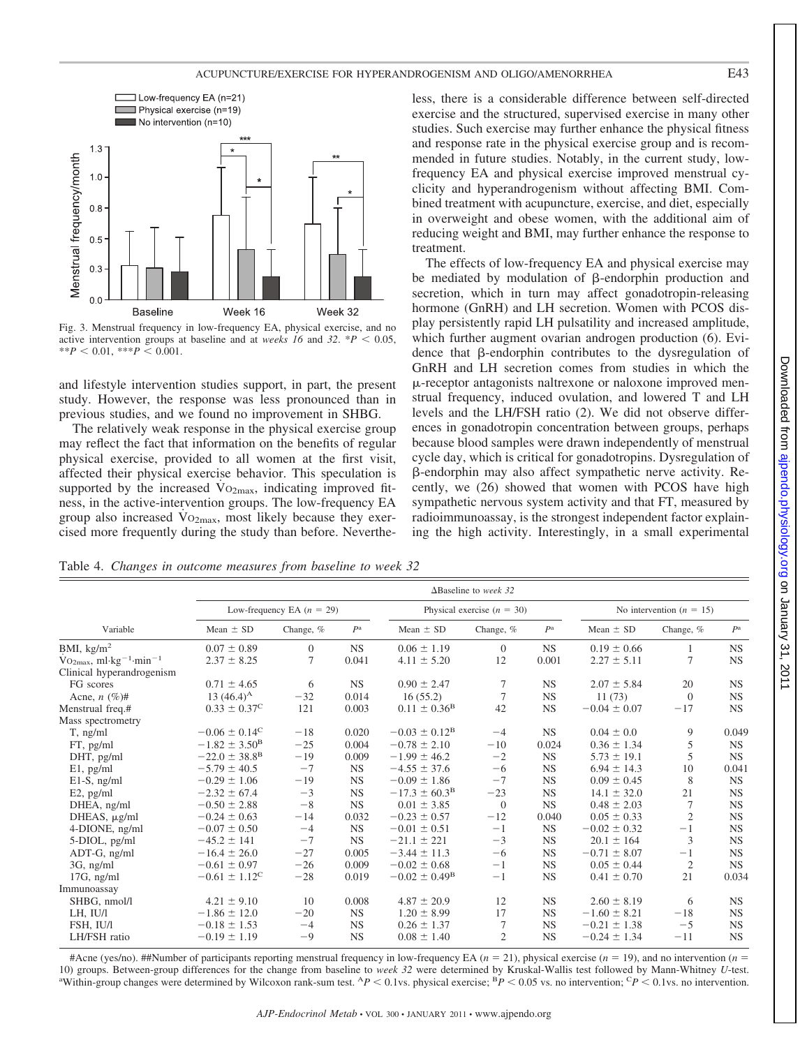Fig. 3. Menstrual frequency in low-frequency EA, physical exercise, and no active intervention groups at baseline and at *weeks 16* and *32*. $*P < 0.05$, $**P < 0.01$, $***P < 0.001$.

and lifestyle intervention studies support, in part, the present study. However, the response was less pronounced than in previous studies, and we found no improvement in SHBG.

The relatively weak response in the physical exercise group may reflect the fact that information on the benefits of regular physical exercise, provided to all women at the first visit, affected their physical exercise behavior. This speculation is supported by the increased $\dot{V}O_{2max}$, indicating improved fitness, in the active-intervention groups. The low-frequency EA group also increased $\dot{V}O_{2max}$, most likely because they exercised more frequently during the study than before. Nevertheless, there is a considerable difference between self-directed exercise and the structured, supervised exercise in many other studies. Such exercise may further enhance the physical fitness and response rate in the physical exercise group and is recommended in future studies. Notably, in the current study, low-frequency EA and physical exercise improved menstrual cyclicity and hyperandrogenism without affecting BMI. Combined treatment with acupuncture, exercise, and diet, especially in overweight and obese women, with the additional aim of reducing weight and BMI, may further enhance the response to treatment.

The effects of low-frequency EA and physical exercise may be mediated by modulation of β-endorphin production and secretion, which in turn may affect gonadotropin-releasing hormone (GnRH) and LH secretion. Women with PCOS display persistently rapid LH pulsatility and increased amplitude, which further augment ovarian androgen production (6). Evidence that β-endorphin contributes to the dysregulation of GnRH and LH secretion comes from studies in which the μ-receptor antagonists naltrexone or naloxone improved menstrual frequency, induced ovulation, and lowered T and LH levels and the LH/FSH ratio (2). We did not observe differences in gonadotropin concentration between groups, perhaps because blood samples were drawn independently of menstrual cycle day, which is critical for gonadotropins. Dysregulation of β-endorphin may also affect sympathetic nerve activity. Recently, we (26) showed that women with PCOS have high sympathetic nervous system activity and that FT, measured by radioimmunoassay, is the strongest independent factor explaining the high activity. Interestingly, in a small experimental

Table 4. *Changes in outcome measures from baseline to week 32*

| | ΔBaseline to *week 32* | | | | | | | | |
|---|---|---|---|---|---|---|---|---|---|
| | Low-frequency EA ($n$ = 29) | | | Physical exercise ($n$ = 30) | | | No intervention ($n$ = 15) | | |
| Variable | Mean ± SD | Change, % | $P^a$ | Mean ± SD | Change, % | $P^a$ | Mean ± SD | Change, % | $P^a$ |
| BMI, kg/m$^2$ | 0.07 ± 0.89 | 0 | NS | 0.06 ± 1.19 | 0 | NS | 0.19 ± 0.66 | 1 | NS |
| $\dot{V}O_{2max}$, ml·kg$^{-1}$·min$^{-1}$ | 2.37 ± 8.25 | 7 | 0.041 | 4.11 ± 5.20 | 12 | 0.001 | 2.27 ± 5.11 | 7 | NS |
| Clinical hyperandrogenism | | | | | | | | | |
| FG scores | 0.71 ± 4.65 | 6 | NS | 0.90 ± 2.47 | 7 | NS | 2.07 ± 5.84 | 20 | NS |
| Acne, $n$ (%)# | 13 (46.4)$^A$ | −32 | 0.014 | 16 (55.2) | 7 | NS | 11 (73) | 0 | NS |
| Menstrual freq.# | 0.33 ± 0.37$^C$ | 121 | 0.003 | 0.11 ± 0.36$^B$ | 42 | NS | −0.04 ± 0.07 | −17 | NS |
| Mass spectrometry | | | | | | | | | |
| T, ng/ml | −0.06 ± 0.14$^C$ | −18 | 0.020 | −0.03 ± 0.12$^B$ | −4 | NS | 0.04 ± 0.0 | 9 | 0.049 |
| FT, pg/ml | −1.82 ± 3.50$^B$ | −25 | 0.004 | −0.78 ± 2.10 | −10 | 0.024 | 0.36 ± 1.34 | 5 | NS |
| DHT, pg/ml | −22.0 ± 38.8$^B$ | −19 | 0.009 | −1.99 ± 46.2 | −2 | NS | 5.73 ± 19.1 | 5 | NS |
| E1, pg/ml | −5.79 ± 40.5 | −7 | NS | −4.55 ± 37.6 | −6 | NS | 6.94 ± 14.3 | 10 | 0.041 |
| E1-S, ng/ml | −0.29 ± 1.06 | −19 | NS | −0.09 ± 1.86 | −7 | NS | 0.09 ± 0.45 | 8 | NS |
| E2, pg/ml | −2.32 ± 67.4 | −3 | NS | −17.3 ± 60.3$^B$ | −23 | NS | 14.1 ± 32.0 | 21 | NS |
| DHEA, ng/ml | −0.50 ± 2.88 | −8 | NS | 0.01 ± 3.85 | 0 | NS | 0.48 ± 2.03 | 7 | NS |
| DHEAS, μg/ml | −0.24 ± 0.63 | −14 | 0.032 | −0.23 ± 0.57 | −12 | 0.040 | 0.05 ± 0.33 | 2 | NS |
| 4-DIONE, ng/ml | −0.07 ± 0.50 | −4 | NS | −0.01 ± 0.51 | −1 | NS | −0.02 ± 0.32 | −1 | NS |
| 5-DIOL, pg/ml | −45.2 ± 141 | −7 | NS | −21.1 ± 221 | −3 | NS | 20.1 ± 164 | 3 | NS |
| ADT-G, ng/ml | −16.4 ± 26.0 | −27 | 0.005 | −3.44 ± 11.3 | −6 | NS | −0.71 ± 8.07 | −1 | NS |
| 3G, ng/ml | −0.61 ± 0.97 | −26 | 0.009 | −0.02 ± 0.68 | −1 | NS | 0.05 ± 0.44 | 2 | NS |
| 17G, ng/ml | −0.61 ± 1.12$^C$ | −28 | 0.019 | −0.02 ± 0.49$^B$ | −1 | NS | 0.41 ± 0.70 | 21 | 0.034 |
| Immunoassay | | | | | | | | | |
| SHBG, nmol/l | 4.21 ± 9.10 | 10 | 0.008 | 4.87 ± 20.9 | 12 | NS | 2.60 ± 8.19 | 6 | NS |
| LH, IU/l | −1.86 ± 12.0 | −20 | NS | 1.20 ± 8.99 | 17 | NS | −1.60 ± 8.21 | −18 | NS |
| FSH, IU/l | −0.18 ± 1.53 | −4 | NS | 0.26 ± 1.37 | 7 | NS | −0.21 ± 1.38 | −5 | NS |
| LH/FSH ratio | −0.19 ± 1.19 | −9 | NS | 0.08 ± 1.40 | 2 | NS | −0.24 ± 1.34 | −11 | NS |

#Acne (yes/no). ##Number of participants reporting menstrual frequency in low-frequency EA ($n$ = 21), physical exercise ($n$ = 19), and no intervention ($n$ = 10) groups. Between-group differences for the change from baseline to *week 32* were determined by Kruskal-Wallis test followed by Mann-Whitney $U$-test. [a]Within-group changes were determined by Wilcoxon rank-sum test. $^AP < 0.1$vs. physical exercise; $^BP < 0.05$ vs. no intervention; $^CP < 0.1$vs. no intervention.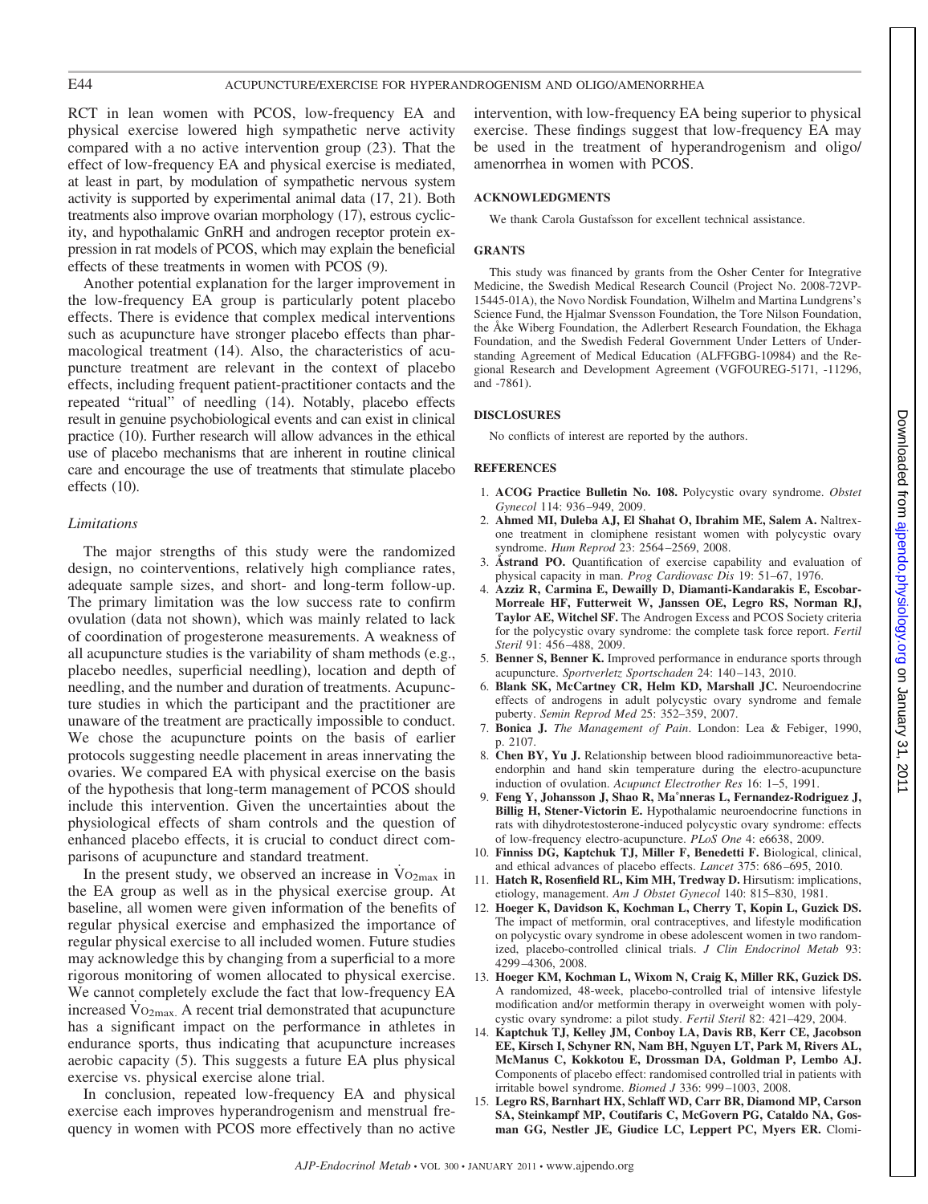RCT in lean women with PCOS, low-frequency EA and physical exercise lowered high sympathetic nerve activity compared with a no active intervention group (23). That the effect of low-frequency EA and physical exercise is mediated, at least in part, by modulation of sympathetic nervous system activity is supported by experimental animal data (17, 21). Both treatments also improve ovarian morphology (17), estrous cyclicity, and hypothalamic GnRH and androgen receptor protein expression in rat models of PCOS, which may explain the beneficial effects of these treatments in women with PCOS (9).

Another potential explanation for the larger improvement in the low-frequency EA group is particularly potent placebo effects. There is evidence that complex medical interventions such as acupuncture have stronger placebo effects than pharmacological treatment (14). Also, the characteristics of acupuncture treatment are relevant in the context of placebo effects, including frequent patient-practitioner contacts and the repeated "ritual" of needling (14). Notably, placebo effects result in genuine psychobiological events and can exist in clinical practice (10). Further research will allow advances in the ethical use of placebo mechanisms that are inherent in routine clinical care and encourage the use of treatments that stimulate placebo effects (10).

### *Limitations*

The major strengths of this study were the randomized design, no cointerventions, relatively high compliance rates, adequate sample sizes, and short- and long-term follow-up. The primary limitation was the low success rate to confirm ovulation (data not shown), which was mainly related to lack of coordination of progesterone measurements. A weakness of all acupuncture studies is the variability of sham methods (e.g., placebo needles, superficial needling), location and depth of needling, and the number and duration of treatments. Acupuncture studies in which the participant and the practitioner are unaware of the treatment are practically impossible to conduct. We chose the acupuncture points on the basis of earlier protocols suggesting needle placement in areas innervating the ovaries. We compared EA with physical exercise on the basis of the hypothesis that long-term management of PCOS should include this intervention. Given the uncertainties about the physiological effects of sham controls and the question of enhanced placebo effects, it is crucial to conduct direct comparisons of acupuncture and standard treatment.

In the present study, we observed an increase in $\dot{V}O_{2max}$ in the EA group as well as in the physical exercise group. At baseline, all women were given information of the benefits of regular physical exercise and emphasized the importance of regular physical exercise to all included women. Future studies may acknowledge this by changing from a superficial to a more rigorous monitoring of women allocated to physical exercise. We cannot completely exclude the fact that low-frequency EA increased $\dot{V}O_{2max}$. A recent trial demonstrated that acupuncture has a significant impact on the performance in athletes in endurance sports, thus indicating that acupuncture increases aerobic capacity (5). This suggests a future EA plus physical exercise vs. physical exercise alone trial.

In conclusion, repeated low-frequency EA and physical exercise each improves hyperandrogenism and menstrual frequency in women with PCOS more effectively than no active intervention, with low-frequency EA being superior to physical exercise. These findings suggest that low-frequency EA may be used in the treatment of hyperandrogenism and oligo/amenorrhea in women with PCOS.

## ACKNOWLEDGMENTS

We thank Carola Gustafsson for excellent technical assistance.

## GRANTS

This study was financed by grants from the Osher Center for Integrative Medicine, the Swedish Medical Research Council (Project No. 2008-72VP-15445-01A), the Novo Nordisk Foundation, Wilhelm and Martina Lundgrens's Science Fund, the Hjalmar Svensson Foundation, the Tore Nilson Foundation, the Åke Wiberg Foundation, the Adlerbert Research Foundation, the Ekhaga Foundation, and the Swedish Federal Government Under Letters of Understanding Agreement of Medical Education (ALFFGBG-10984) and the Regional Research and Development Agreement (VGFOUREG-5171, -11296, and -7861).

## DISCLOSURES

No conflicts of interest are reported by the authors.

## REFERENCES

1. **ACOG Practice Bulletin No. 108.** Polycystic ovary syndrome. *Obstet Gynecol* 114: 936–949, 2009.
2. **Ahmed MI, Duleba AJ, El Shahat O, Ibrahim ME, Salem A.** Naltrexone treatment in clomiphene resistant women with polycystic ovary syndrome. *Hum Reprod* 23: 2564–2569, 2008.
3. **Åstrand PO.** Quantification of exercise capability and evaluation of physical capacity in man. *Prog Cardiovasc Dis* 19: 51–67, 1976.
4. **Azziz R, Carmina E, Dewailly D, Diamanti-Kandarakis E, Escobar-Morreale HF, Futterweit W, Janssen OE, Legro RS, Norman RJ, Taylor AE, Witchel SF.** The Androgen Excess and PCOS Society criteria for the polycystic ovary syndrome: the complete task force report. *Fertil Steril* 91: 456–488, 2009.
5. **Benner S, Benner K.** Improved performance in endurance sports through acupuncture. *Sportverletz Sportschaden* 24: 140–143, 2010.
6. **Blank SK, McCartney CR, Helm KD, Marshall JC.** Neuroendocrine effects of androgens in adult polycystic ovary syndrome and female puberty. *Semin Reprod Med* 25: 352–359, 2007.
7. **Bonica J.** *The Management of Pain*. London: Lea & Febiger, 1990, p. 2107.
8. **Chen BY, Yu J.** Relationship between blood radioimmunoreactive beta-endorphin and hand skin temperature during the electro-acupuncture induction of ovulation. *Acupunct Electrother Res* 16: 1–5, 1991.
9. **Feng Y, Johansson J, Shao R, Mannerås L, Fernandez-Rodriguez J, Billig H, Stener-Victorin E.** Hypothalamic neuroendocrine functions in rats with dihydrotestosterone-induced polycystic ovary syndrome: effects of low-frequency electro-acupuncture. *PLoS One* 4: e6638, 2009.
10. **Finniss DG, Kaptchuk TJ, Miller F, Benedetti F.** Biological, clinical, and ethical advances of placebo effects. *Lancet* 375: 686–695, 2010.
11. **Hatch R, Rosenfield RL, Kim MH, Tredway D.** Hirsutism: implications, etiology, management. *Am J Obstet Gynecol* 140: 815–830, 1981.
12. **Hoeger K, Davidson K, Kochman L, Cherry T, Kopin L, Guzick DS.** The impact of metformin, oral contraceptives, and lifestyle modification on polycystic ovary syndrome in obese adolescent women in two randomized, placebo-controlled clinical trials. *J Clin Endocrinol Metab* 93: 4299–4306, 2008.
13. **Hoeger KM, Kochman L, Wixom N, Craig K, Miller RK, Guzick DS.** A randomized, 48-week, placebo-controlled trial of intensive lifestyle modification and/or metformin therapy in overweight women with polycystic ovary syndrome: a pilot study. *Fertil Steril* 82: 421–429, 2004.
14. **Kaptchuk TJ, Kelley JM, Conboy LA, Davis RB, Kerr CE, Jacobson EE, Kirsch I, Schyner RN, Nam BH, Nguyen LT, Park M, Rivers AL, McManus C, Kokkotou E, Drossman DA, Goldman P, Lembo AJ.** Components of placebo effect: randomised controlled trial in patients with irritable bowel syndrome. *Biomed J* 336: 999–1003, 2008.
15. **Legro RS, Barnhart HX, Schlaff WD, Carr BR, Diamond MP, Carson SA, Steinkampf MP, Coutifaris C, McGovern PG, Cataldo NA, Gosman GG, Nestler JE, Giudice LC, Leppert PC, Myers ER.** Clomi-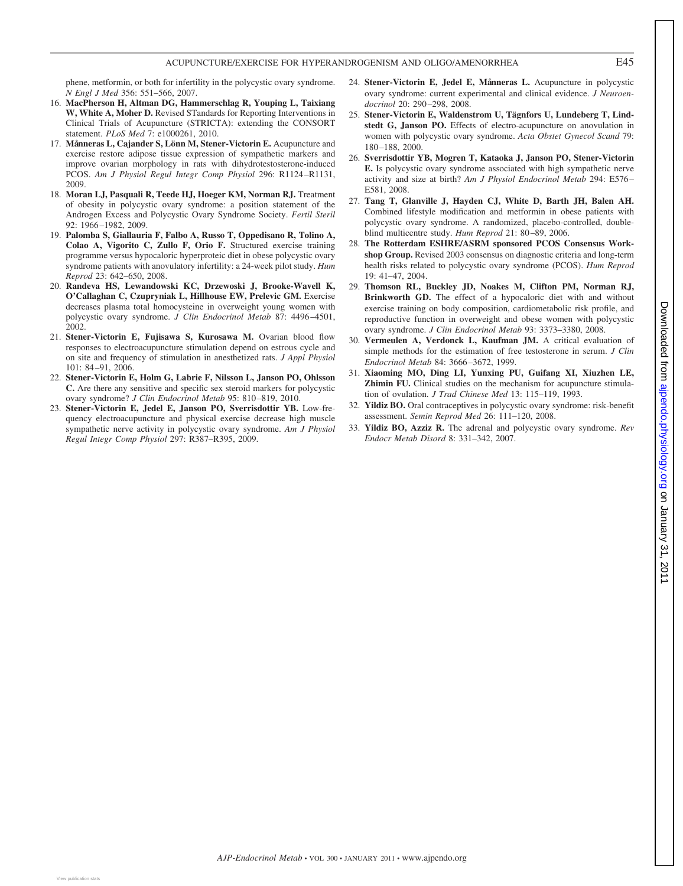phene, metformin, or both for infertility in the polycystic ovary syndrome. *N Engl J Med* 356: 551–566, 2007.

16. **MacPherson H, Altman DG, Hammerschlag R, Youping L, Taixiang W, White A, Moher D.** Revised STandards for Reporting Interventions in Clinical Trials of Acupuncture (STRICTA): extending the CONSORT statement. *PLoS Med* 7: e1000261, 2010.
17. **Månneras L, Cajander S, Lönn M, Stener-Victorin E.** Acupuncture and exercise restore adipose tissue expression of sympathetic markers and improve ovarian morphology in rats with dihydrotestosterone-induced PCOS. *Am J Physiol Regul Integr Comp Physiol* 296: R1124–R1131, 2009.
18. **Moran LJ, Pasquali R, Teede HJ, Hoeger KM, Norman RJ.** Treatment of obesity in polycystic ovary syndrome: a position statement of the Androgen Excess and Polycystic Ovary Syndrome Society. *Fertil Steril* 92: 1966–1982, 2009.
19. **Palomba S, Giallauria F, Falbo A, Russo T, Oppedisano R, Tolino A, Colao A, Vigorito C, Zullo F, Orio F.** Structured exercise training programme versus hypocaloric hyperproteic diet in obese polycystic ovary syndrome patients with anovulatory infertility: a 24-week pilot study. *Hum Reprod* 23: 642–650, 2008.
20. **Randeva HS, Lewandowski KC, Drzewoski J, Brooke-Wavell K, O'Callaghan C, Czupryniak L, Hillhouse EW, Prelevic GM.** Exercise decreases plasma total homocysteine in overweight young women with polycystic ovary syndrome. *J Clin Endocrinol Metab* 87: 4496–4501, 2002.
21. **Stener-Victorin E, Fujisawa S, Kurosawa M.** Ovarian blood flow responses to electroacupuncture stimulation depend on estrous cycle and on site and frequency of stimulation in anesthetized rats. *J Appl Physiol* 101: 84–91, 2006.
22. **Stener-Victorin E, Holm G, Labrie F, Nilsson L, Janson PO, Ohlsson C.** Are there any sensitive and specific sex steroid markers for polycystic ovary syndrome? *J Clin Endocrinol Metab* 95: 810–819, 2010.
23. **Stener-Victorin E, Jedel E, Janson PO, Sverrisdottir YB.** Low-frequency electroacupuncture and physical exercise decrease high muscle sympathetic nerve activity in polycystic ovary syndrome. *Am J Physiol Regul Integr Comp Physiol* 297: R387–R395, 2009.
24. **Stener-Victorin E, Jedel E, Månneras L.** Acupuncture in polycystic ovary syndrome: current experimental and clinical evidence. *J Neuroendocrinol* 20: 290–298, 2008.
25. **Stener-Victorin E, Waldenstrom U, Tägnfors U, Lundeberg T, Lindstedt G, Janson PO.** Effects of electro-acupuncture on anovulation in women with polycystic ovary syndrome. *Acta Obstet Gynecol Scand* 79: 180–188, 2000.
26. **Sverrisdottir YB, Mogren T, Kataoka J, Janson PO, Stener-Victorin E.** Is polycystic ovary syndrome associated with high sympathetic nerve activity and size at birth? *Am J Physiol Endocrinol Metab* 294: E576–E581, 2008.
27. **Tang T, Glanville J, Hayden CJ, White D, Barth JH, Balen AH.** Combined lifestyle modification and metformin in obese patients with polycystic ovary syndrome. A randomized, placebo-controlled, double-blind multicentre study. *Hum Reprod* 21: 80–89, 2006.
28. **The Rotterdam ESHRE/ASRM sponsored PCOS Consensus Workshop Group.** Revised 2003 consensus on diagnostic criteria and long-term health risks related to polycystic ovary syndrome (PCOS). *Hum Reprod* 19: 41–47, 2004.
29. **Thomson RL, Buckley JD, Noakes M, Clifton PM, Norman RJ, Brinkworth GD.** The effect of a hypocaloric diet with and without exercise training on body composition, cardiometabolic risk profile, and reproductive function in overweight and obese women with polycystic ovary syndrome. *J Clin Endocrinol Metab* 93: 3373–3380, 2008.
30. **Vermeulen A, Verdonck L, Kaufman JM.** A critical evaluation of simple methods for the estimation of free testosterone in serum. *J Clin Endocrinol Metab* 84: 3666–3672, 1999.
31. **Xiaoming MO, Ding LI, Yunxing PU, Guifang XI, Xiuzhen LE, Zhimin FU.** Clinical studies on the mechanism for acupuncture stimulation of ovulation. *J Trad Chinese Med* 13: 115–119, 1993.
32. **Yildiz BO.** Oral contraceptives in polycystic ovary syndrome: risk-benefit assessment. *Semin Reprod Med* 26: 111–120, 2008.
33. **Yildiz BO, Azziz R.** The adrenal and polycystic ovary syndrome. *Rev Endocr Metab Disord* 8: 331–342, 2007.